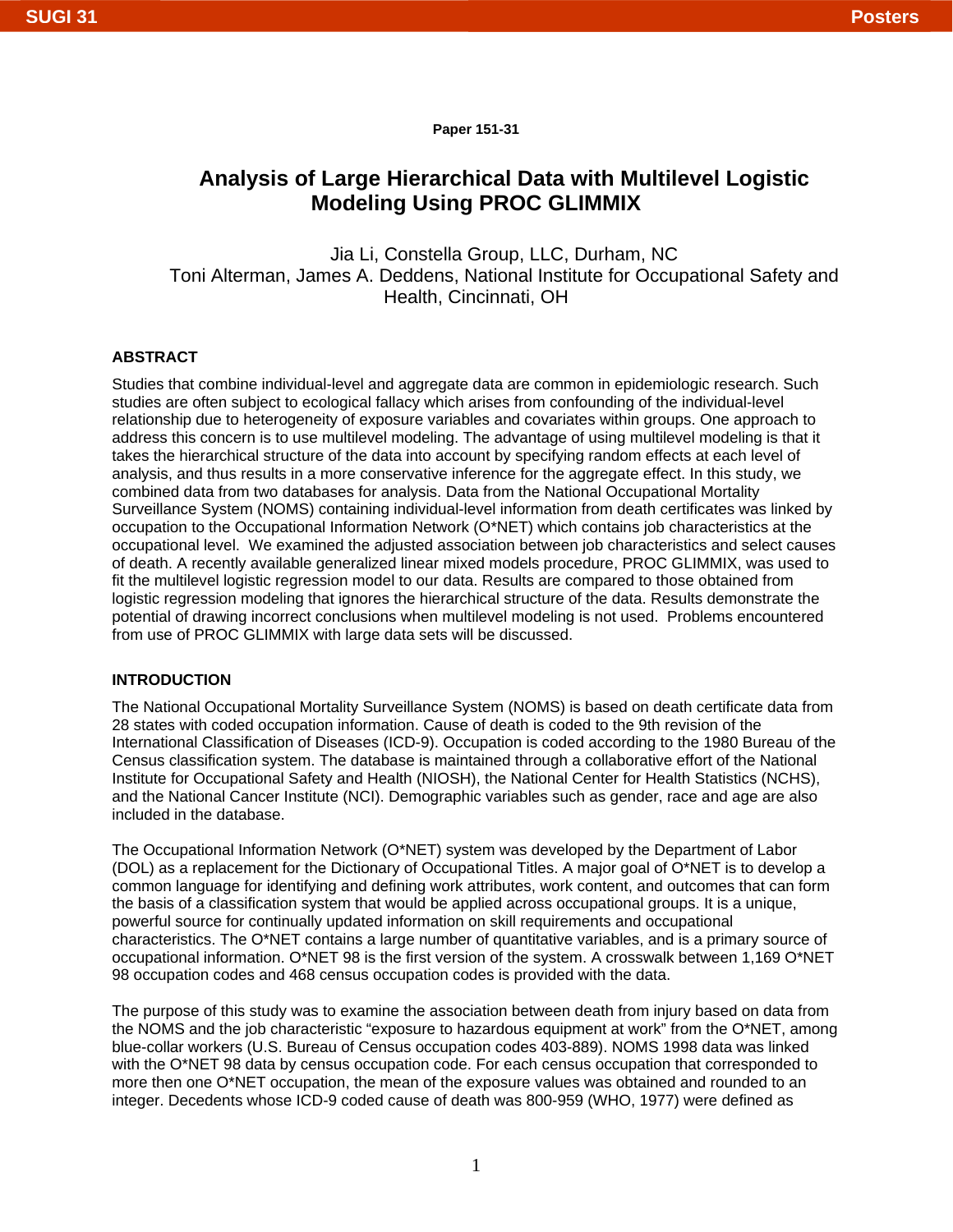Paper 151-31

# Analysis of Large Hierarchical Data with Multilevel Logistic Modeling Using PROC GLIMMIX

Jia Li, Constella Group, LLC, Durham, NC
Toni Alterman, James A. Deddens, National Institute for Occupational Safety and Health, Cincinnati, OH

## ABSTRACT

Studies that combine individual-level and aggregate data are common in epidemiologic research. Such studies are often subject to ecological fallacy which arises from confounding of the individual-level relationship due to heterogeneity of exposure variables and covariates within groups. One approach to address this concern is to use multilevel modeling. The advantage of using multilevel modeling is that it takes the hierarchical structure of the data into account by specifying random effects at each level of analysis, and thus results in a more conservative inference for the aggregate effect. In this study, we combined data from two databases for analysis. Data from the National Occupational Mortality Surveillance System (NOMS) containing individual-level information from death certificates was linked by occupation to the Occupational Information Network (O*NET) which contains job characteristics at the occupational level. We examined the adjusted association between job characteristics and select causes of death. A recently available generalized linear mixed models procedure, PROC GLIMMIX, was used to fit the multilevel logistic regression model to our data. Results are compared to those obtained from logistic regression modeling that ignores the hierarchical structure of the data. Results demonstrate the potential of drawing incorrect conclusions when multilevel modeling is not used. Problems encountered from use of PROC GLIMMIX with large data sets will be discussed.

## INTRODUCTION

The National Occupational Mortality Surveillance System (NOMS) is based on death certificate data from 28 states with coded occupation information. Cause of death is coded to the 9th revision of the International Classification of Diseases (ICD-9). Occupation is coded according to the 1980 Bureau of the Census classification system. The database is maintained through a collaborative effort of the National Institute for Occupational Safety and Health (NIOSH), the National Center for Health Statistics (NCHS), and the National Cancer Institute (NCI). Demographic variables such as gender, race and age are also included in the database.

The Occupational Information Network (O*NET) system was developed by the Department of Labor (DOL) as a replacement for the Dictionary of Occupational Titles. A major goal of O*NET is to develop a common language for identifying and defining work attributes, work content, and outcomes that can form the basis of a classification system that would be applied across occupational groups. It is a unique, powerful source for continually updated information on skill requirements and occupational characteristics. The O*NET contains a large number of quantitative variables, and is a primary source of occupational information. O*NET 98 is the first version of the system. A crosswalk between 1,169 O*NET 98 occupation codes and 468 census occupation codes is provided with the data.

The purpose of this study was to examine the association between death from injury based on data from the NOMS and the job characteristic “exposure to hazardous equipment at work” from the O*NET, among blue-collar workers (U.S. Bureau of Census occupation codes 403-889). NOMS 1998 data was linked with the O*NET 98 data by census occupation code. For each census occupation that corresponded to more then one O*NET occupation, the mean of the exposure values was obtained and rounded to an integer. Decedents whose ICD-9 coded cause of death was 800-959 (WHO, 1977) were defined as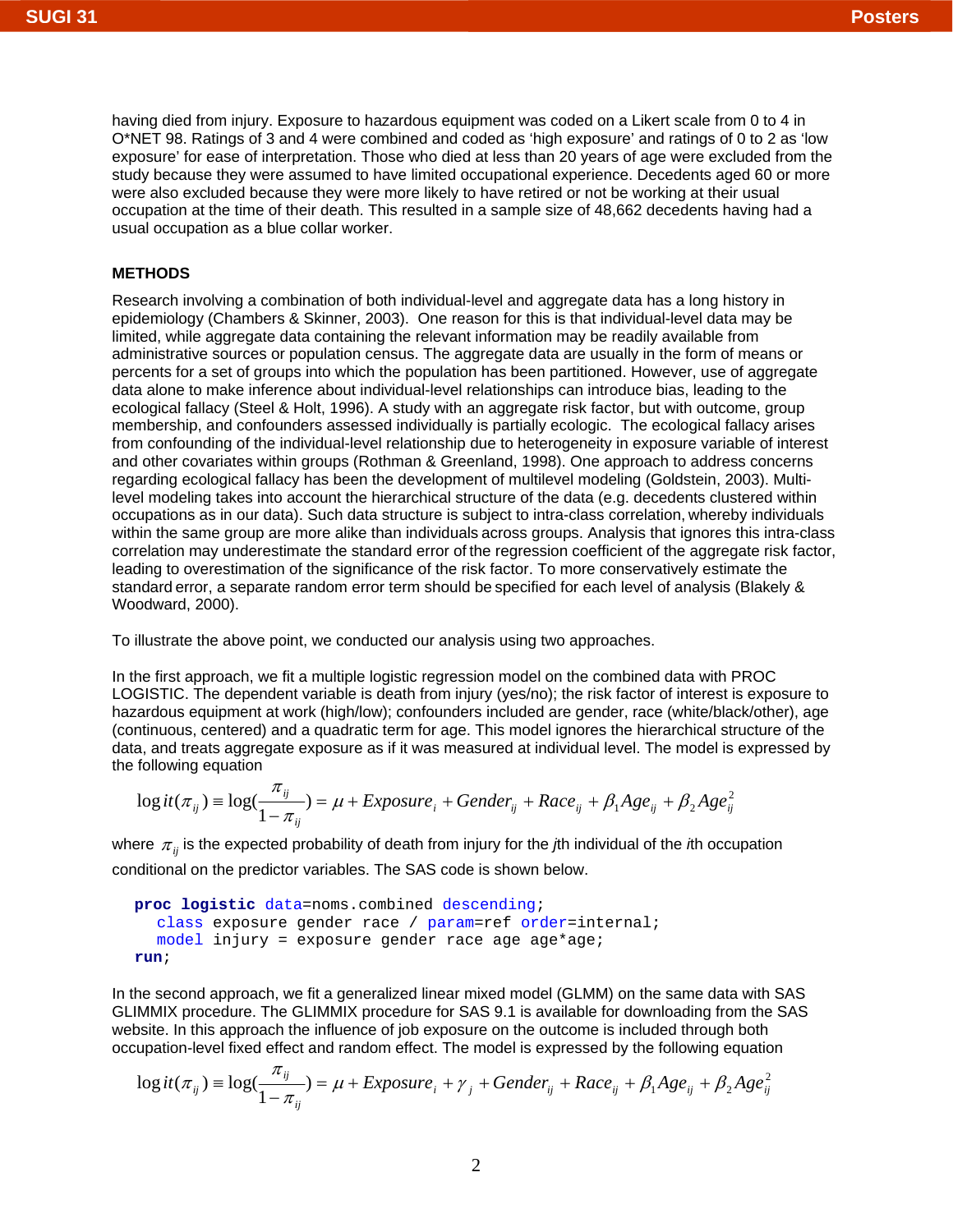having died from injury. Exposure to hazardous equipment was coded on a Likert scale from 0 to 4 in O*NET 98. Ratings of 3 and 4 were combined and coded as 'high exposure' and ratings of 0 to 2 as 'low exposure' for ease of interpretation. Those who died at less than 20 years of age were excluded from the study because they were assumed to have limited occupational experience. Decedents aged 60 or more were also excluded because they were more likely to have retired or not be working at their usual occupation at the time of their death. This resulted in a sample size of 48,662 decedents having had a usual occupation as a blue collar worker.

## METHODS

Research involving a combination of both individual-level and aggregate data has a long history in epidemiology (Chambers & Skinner, 2003). One reason for this is that individual-level data may be limited, while aggregate data containing the relevant information may be readily available from administrative sources or population census. The aggregate data are usually in the form of means or percents for a set of groups into which the population has been partitioned. However, use of aggregate data alone to make inference about individual-level relationships can introduce bias, leading to the ecological fallacy (Steel & Holt, 1996). A study with an aggregate risk factor, but with outcome, group membership, and confounders assessed individually is partially ecologic. The ecological fallacy arises from confounding of the individual-level relationship due to heterogeneity in exposure variable of interest and other covariates within groups (Rothman & Greenland, 1998). One approach to address concerns regarding ecological fallacy has been the development of multilevel modeling (Goldstein, 2003). Multi-level modeling takes into account the hierarchical structure of the data (e.g. decedents clustered within occupations as in our data). Such data structure is subject to intra-class correlation, whereby individuals within the same group are more alike than individuals across groups. Analysis that ignores this intra-class correlation may underestimate the standard error of the regression coefficient of the aggregate risk factor, leading to overestimation of the significance of the risk factor. To more conservatively estimate the standard error, a separate random error term should be specified for each level of analysis (Blakely & Woodward, 2000).

To illustrate the above point, we conducted our analysis using two approaches.

In the first approach, we fit a multiple logistic regression model on the combined data with PROC LOGISTIC. The dependent variable is death from injury (yes/no); the risk factor of interest is exposure to hazardous equipment at work (high/low); confounders included are gender, race (white/black/other), age (continuous, centered) and a quadratic term for age. This model ignores the hierarchical structure of the data, and treats aggregate exposure as if it was measured at individual level. The model is expressed by the following equation

$$\operatorname{logit}(\pi_{ij}) \equiv \log\left(\frac{\pi_{ij}}{1-\pi_{ij}}\right) = \mu + Exposure_i + Gender_{ij} + Race_{ij} + \beta_1 Age_{ij} + \beta_2 Age_{ij}^2$$

where $\pi_{ij}$ is the expected probability of death from injury for the *j*th individual of the *i*th occupation conditional on the predictor variables. The SAS code is shown below.

```
proc logistic data=noms.combined descending;
   class exposure gender race / param=ref order=internal;
   model injury = exposure gender race age age*age;
run;
```

In the second approach, we fit a generalized linear mixed model (GLMM) on the same data with SAS GLIMMIX procedure. The GLIMMIX procedure for SAS 9.1 is available for downloading from the SAS website. In this approach the influence of job exposure on the outcome is included through both occupation-level fixed effect and random effect. The model is expressed by the following equation

$$\operatorname{logit}(\pi_{ij}) \equiv \log\left(\frac{\pi_{ij}}{1-\pi_{ij}}\right) = \mu + Exposure_i + \gamma_j + Gender_{ij} + Race_{ij} + \beta_1 Age_{ij} + \beta_2 Age_{ij}^2$$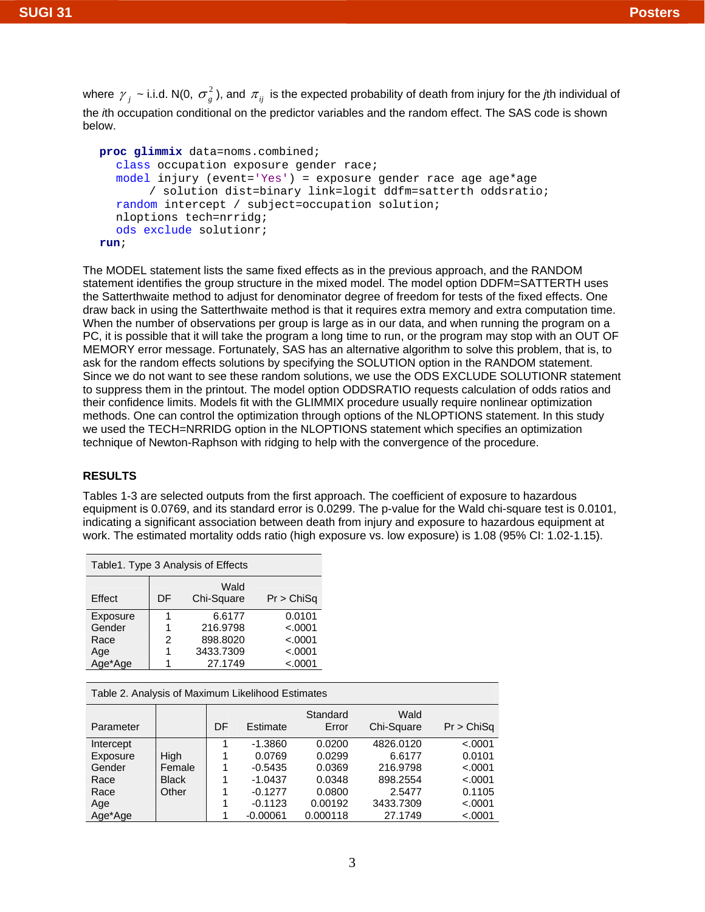where $\gamma_j$ ~ i.i.d. N(0, $\sigma_g^2$), and $\pi_{ij}$ is the expected probability of death from injury for the *j*th individual of the *i*th occupation conditional on the predictor variables and the random effect. The SAS code is shown below.

```
proc glimmix data=noms.combined;
  class occupation exposure gender race;
  model injury (event='Yes') = exposure gender race age age*age
       / solution dist=binary link=logit ddfm=satterth oddsratio;
  random intercept / subject=occupation solution;
  nloptions tech=nrridg;
  ods exclude solutionr;
run;
```

The MODEL statement lists the same fixed effects as in the previous approach, and the RANDOM statement identifies the group structure in the mixed model. The model option DDFM=SATTERTH uses the Satterthwaite method to adjust for denominator degree of freedom for tests of the fixed effects. One draw back in using the Satterthwaite method is that it requires extra memory and extra computation time. When the number of observations per group is large as in our data, and when running the program on a PC, it is possible that it will take the program a long time to run, or the program may stop with an OUT OF MEMORY error message. Fortunately, SAS has an alternative algorithm to solve this problem, that is, to ask for the random effects solutions by specifying the SOLUTION option in the RANDOM statement. Since we do not want to see these random solutions, we use the ODS EXCLUDE SOLUTIONR statement to suppress them in the printout. The model option ODDSRATIO requests calculation of odds ratios and their confidence limits. Models fit with the GLIMMIX procedure usually require nonlinear optimization methods. One can control the optimization through options of the NLOPTIONS statement. In this study we used the TECH=NRRIDG option in the NLOPTIONS statement which specifies an optimization technique of Newton-Raphson with ridging to help with the convergence of the procedure.

## RESULTS

Tables 1-3 are selected outputs from the first approach. The coefficient of exposure to hazardous equipment is 0.0769, and its standard error is 0.0299. The p-value for the Wald chi-square test is 0.0101, indicating a significant association between death from injury and exposure to hazardous equipment at work. The estimated mortality odds ratio (high exposure vs. low exposure) is 1.08 (95% CI: 1.02-1.15).

Table1. Type 3 Analysis of Effects

| Effect | DF | Wald Chi-Square | Pr > ChiSq |
|---|---|---|---|
| Exposure | 1 | 6.6177 | 0.0101 |
| Gender | 1 | 216.9798 | <.0001 |
| Race | 2 | 898.8020 | <.0001 |
| Age | 1 | 3433.7309 | <.0001 |
| Age*Age | 1 | 27.1749 | <.0001 |

Table 2. Analysis of Maximum Likelihood Estimates

| Parameter | | DF | Estimate | Standard Error | Wald Chi-Square | Pr > ChiSq |
|---|---|---|---|---|---|---|
| Intercept | | 1 | -1.3860 | 0.0200 | 4826.0120 | <.0001 |
| Exposure | High | 1 | 0.0769 | 0.0299 | 6.6177 | 0.0101 |
| Gender | Female | 1 | -0.5435 | 0.0369 | 216.9798 | <.0001 |
| Race | Black | 1 | -1.0437 | 0.0348 | 898.2554 | <.0001 |
| Race | Other | 1 | -0.1277 | 0.0800 | 2.5477 | 0.1105 |
| Age | | 1 | -0.1123 | 0.00192 | 3433.7309 | <.0001 |
| Age*Age | | 1 | -0.00061 | 0.000118 | 27.1749 | <.0001 |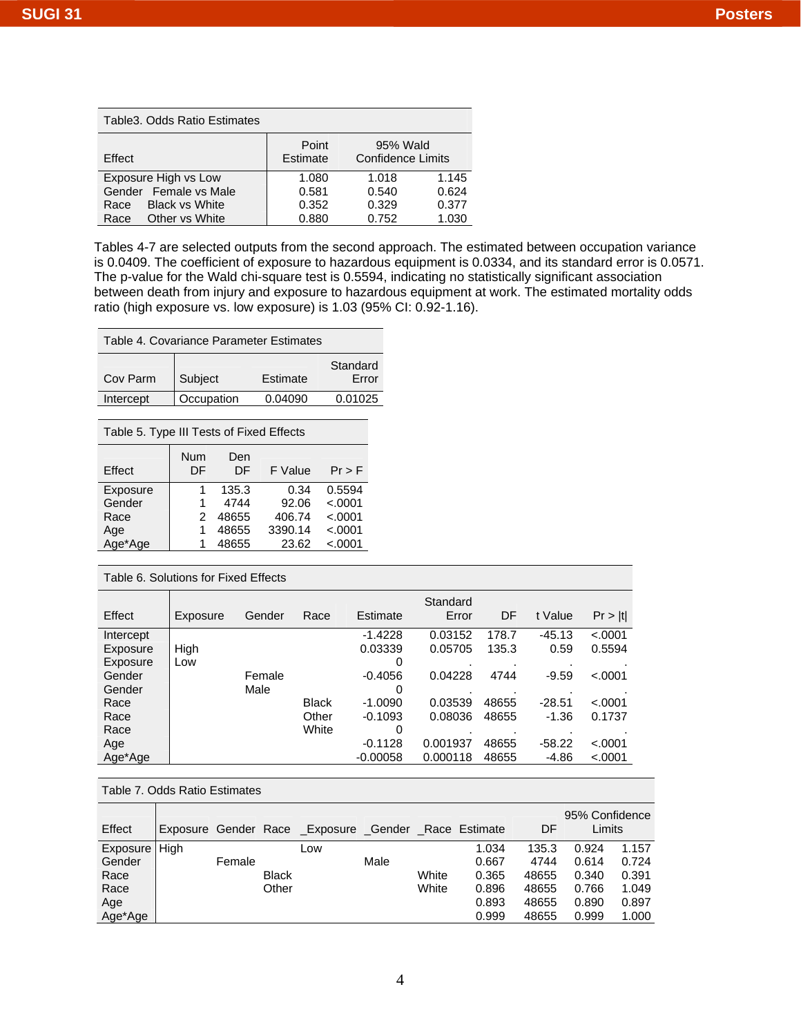Table3. Odds Ratio Estimates

| Effect | Point Estimate | 95% Wald Confidence Limits | |
|---|---|---|---|
| Exposure High vs Low | 1.080 | 1.018 | 1.145 |
| Gender Female vs Male | 0.581 | 0.540 | 0.624 |
| Race Black vs White | 0.352 | 0.329 | 0.377 |
| Race Other vs White | 0.880 | 0.752 | 1.030 |

Tables 4-7 are selected outputs from the second approach. The estimated between occupation variance is 0.0409. The coefficient of exposure to hazardous equipment is 0.0334, and its standard error is 0.0571. The p-value for the Wald chi-square test is 0.5594, indicating no statistically significant association between death from injury and exposure to hazardous equipment at work. The estimated mortality odds ratio (high exposure vs. low exposure) is 1.03 (95% CI: 0.92-1.16).

Table 4. Covariance Parameter Estimates

| Cov Parm | Subject | Estimate | Standard Error |
|---|---|---|---|
| Intercept | Occupation | 0.04090 | 0.01025 |

Table 5. Type III Tests of Fixed Effects

| Effect | Num DF | Den DF | F Value | Pr > F |
|---|---|---|---|---|
| Exposure | 1 | 135.3 | 0.34 | 0.5594 |
| Gender | 1 | 4744 | 92.06 | <.0001 |
| Race | 2 | 48655 | 406.74 | <.0001 |
| Age | 1 | 48655 | 3390.14 | <.0001 |
| Age*Age | 1 | 48655 | 23.62 | <.0001 |

Table 6. Solutions for Fixed Effects

| Effect | Exposure | Gender | Race | Estimate | Standard Error | DF | t Value | Pr > \|t\| |
|---|---|---|---|---|---|---|---|---|
| Intercept | | | | -1.4228 | 0.03152 | 178.7 | -45.13 | <.0001 |
| Exposure | High | | | 0.03339 | 0.05705 | 135.3 | 0.59 | 0.5594 |
| Exposure | Low | | | 0 | . | . | . | . |
| Gender | | Female | | -0.4056 | 0.04228 | 4744 | -9.59 | <.0001 |
| Gender | | Male | | 0 | . | . | . | . |
| Race | | | Black | -1.0090 | 0.03539 | 48655 | -28.51 | <.0001 |
| Race | | | Other | -0.1093 | 0.08036 | 48655 | -1.36 | 0.1737 |
| Race | | | White | 0 | . | . | . | . |
| Age | | | | -0.1128 | 0.001937 | 48655 | -58.22 | <.0001 |
| Age*Age | | | | -0.00058 | 0.000118 | 48655 | -4.86 | <.0001 |

Table 7. Odds Ratio Estimates

| Effect | Exposure | Gender | Race | _Exposure | _Gender | _Race | Estimate | DF | 95% Confidence Limits | |
|---|---|---|---|---|---|---|---|---|---|---|
| Exposure | High | | | Low | | | 1.034 | 135.3 | 0.924 | 1.157 |
| Gender | | Female | | | Male | | 0.667 | 4744 | 0.614 | 0.724 |
| Race | | | Black | | | White | 0.365 | 48655 | 0.340 | 0.391 |
| Race | | | Other | | | White | 0.896 | 48655 | 0.766 | 1.049 |
| Age | | | | | | | 0.893 | 48655 | 0.890 | 0.897 |
| Age*Age | | | | | | | 0.999 | 48655 | 0.999 | 1.000 |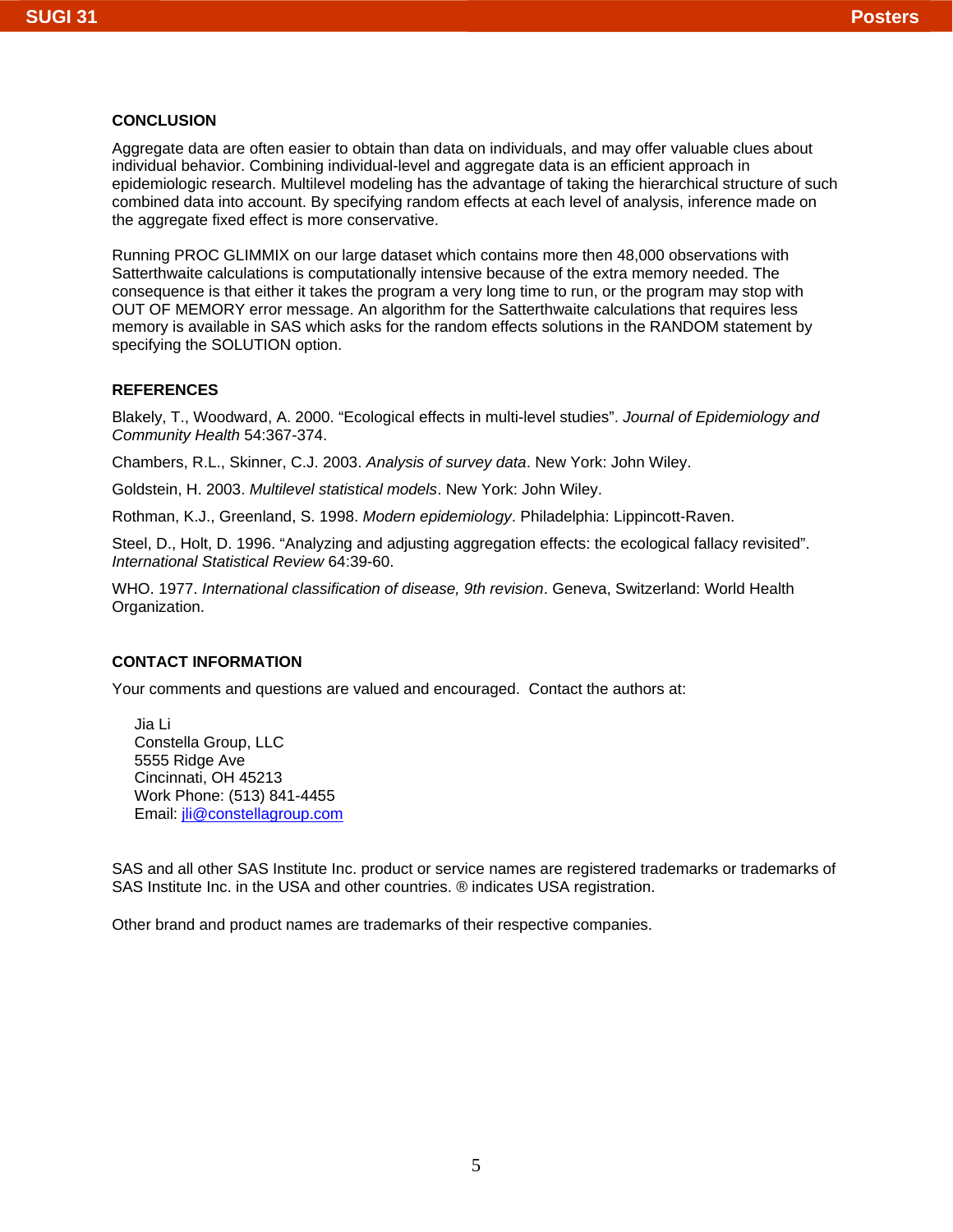## CONCLUSION

Aggregate data are often easier to obtain than data on individuals, and may offer valuable clues about individual behavior. Combining individual-level and aggregate data is an efficient approach in epidemiologic research. Multilevel modeling has the advantage of taking the hierarchical structure of such combined data into account. By specifying random effects at each level of analysis, inference made on the aggregate fixed effect is more conservative.

Running PROC GLIMMIX on our large dataset which contains more then 48,000 observations with Satterthwaite calculations is computationally intensive because of the extra memory needed. The consequence is that either it takes the program a very long time to run, or the program may stop with OUT OF MEMORY error message. An algorithm for the Satterthwaite calculations that requires less memory is available in SAS which asks for the random effects solutions in the RANDOM statement by specifying the SOLUTION option.

## REFERENCES

Blakely, T., Woodward, A. 2000. "Ecological effects in multi-level studies". *Journal of Epidemiology and Community Health* 54:367-374.

Chambers, R.L., Skinner, C.J. 2003. *Analysis of survey data*. New York: John Wiley.

Goldstein, H. 2003. *Multilevel statistical models*. New York: John Wiley.

Rothman, K.J., Greenland, S. 1998. *Modern epidemiology*. Philadelphia: Lippincott-Raven.

Steel, D., Holt, D. 1996. "Analyzing and adjusting aggregation effects: the ecological fallacy revisited". *International Statistical Review* 64:39-60.

WHO. 1977. *International classification of disease, 9th revision*. Geneva, Switzerland: World Health Organization.

## CONTACT INFORMATION

Your comments and questions are valued and encouraged. Contact the authors at:

Jia Li
Constella Group, LLC
5555 Ridge Ave
Cincinnati, OH 45213
Work Phone: (513) 841-4455
Email: jli@constellagroup.com

SAS and all other SAS Institute Inc. product or service names are registered trademarks or trademarks of SAS Institute Inc. in the USA and other countries. ® indicates USA registration.

Other brand and product names are trademarks of their respective companies.